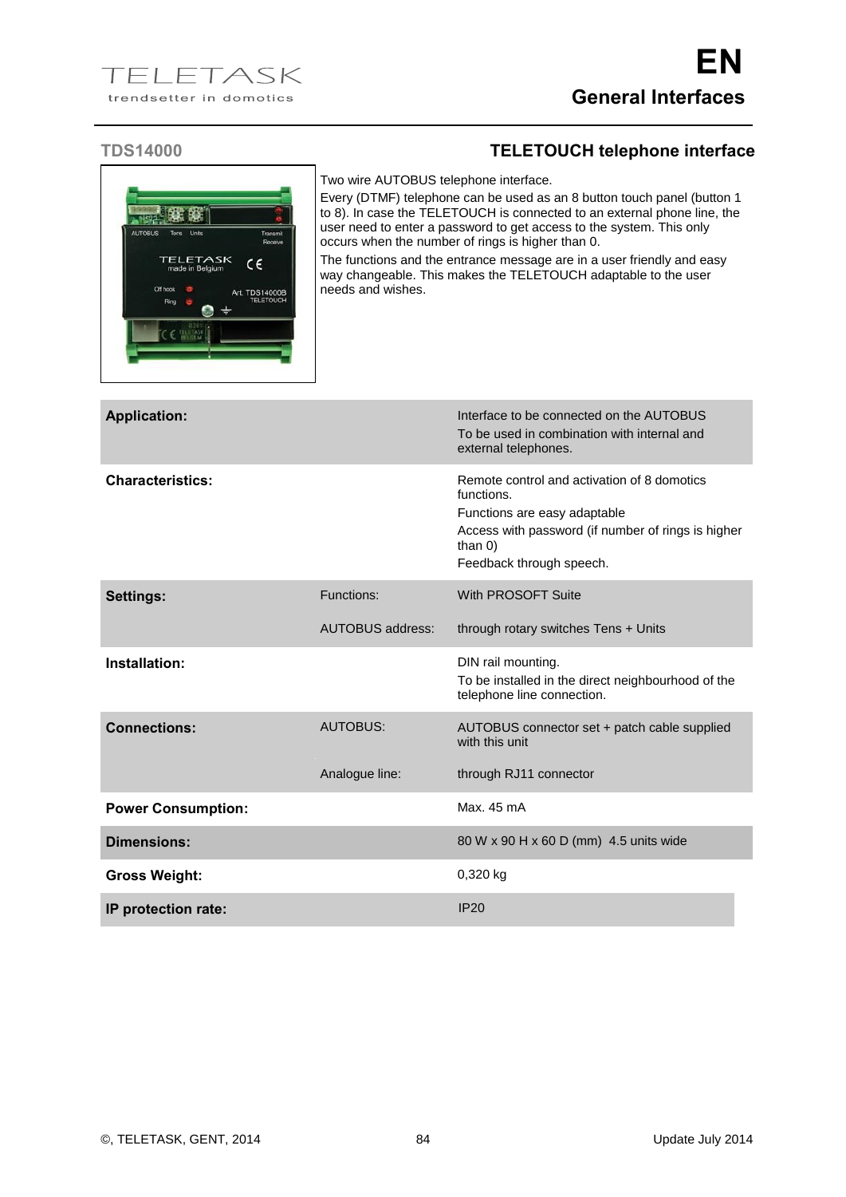# General Interfaces

## TDS14000 — TELETOUCH telephone interface

Two wire AUTOBUS telephone interface.

Every (DTMF) telephone can be used as an 8 button touch panel (button 1 to 8). In case the TELETOUCH is connected to an external phone line, the user need to enter a password to get access to the system. This only occurs when the number of rings is higher than 0.

The functions and the entrance message are in a user friendly and easy way changeable. This makes the TELETOUCH adaptable to the user needs and wishes.

| | | |
|---|---|---|
| **Application:** | | Interface to be connected on the AUTOBUS<br>To be used in combination with internal and external telephones. |
| **Characteristics:** | | Remote control and activation of 8 domotics functions.<br>Functions are easy adaptable<br>Access with password (if number of rings is higher than 0)<br>Feedback through speech. |
| **Settings:** | Functions: | With PROSOFT Suite |
| | AUTOBUS address: | through rotary switches Tens + Units |
| **Installation:** | | DIN rail mounting.<br>To be installed in the direct neighbourhood of the telephone line connection. |
| **Connections:** | AUTOBUS: | AUTOBUS connector set + patch cable supplied with this unit |
| | Analogue line: | through RJ11 connector |
| **Power Consumption:** | | Max. 45 mA |
| **Dimensions:** | | 80 W x 90 H x 60 D (mm) 4.5 units wide |
| **Gross Weight:** | | 0,320 kg |
| **IP protection rate:** | | IP20 |

©, TELETASK, GENT, 2014 — Update July 2014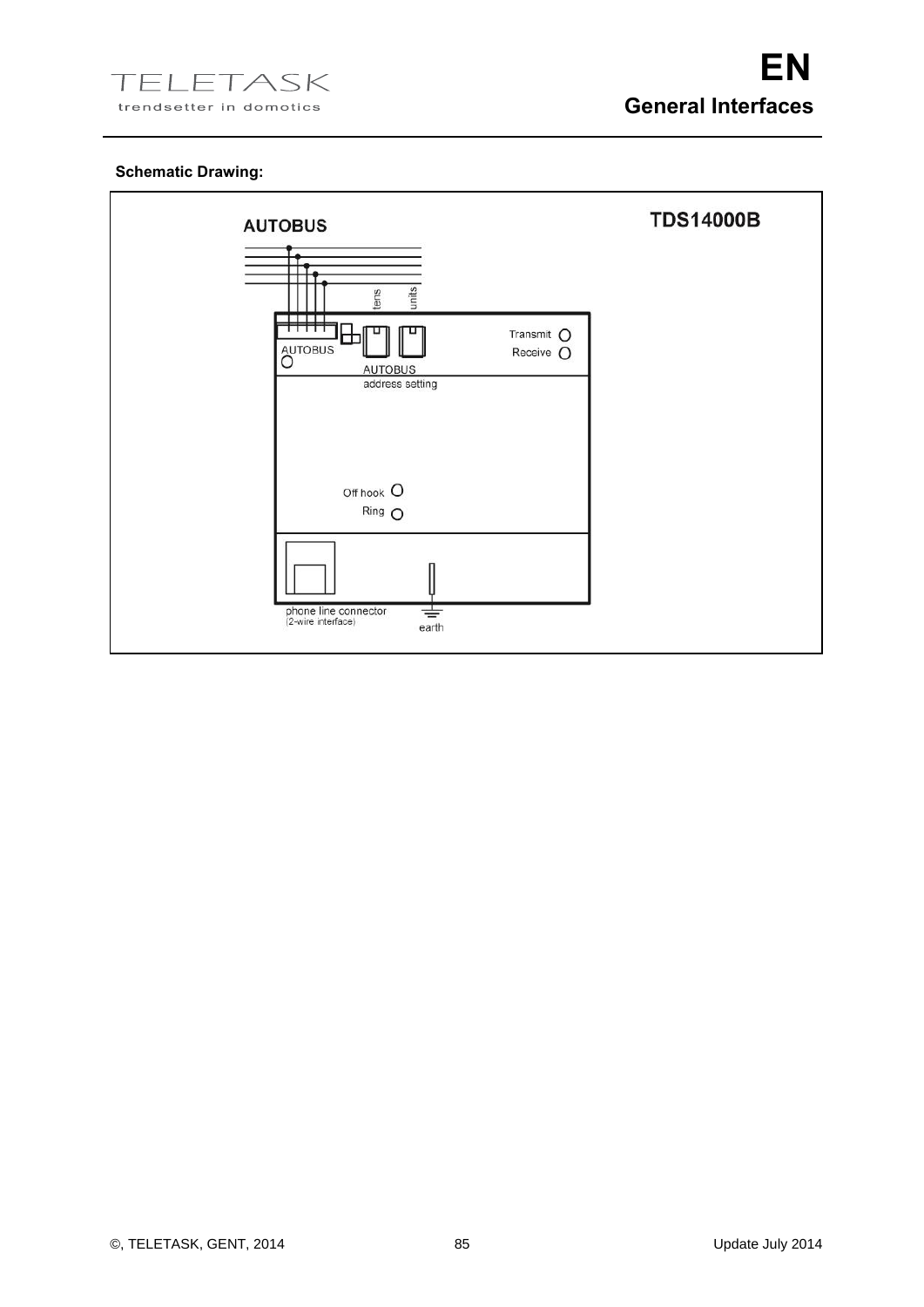**Schematic Drawing:**

TDS14000B

AUTOBUS

tens

units

AUTOBUS

AUTOBUS

address setting

Transmit

Receive

Off hook

Ring

phone line connector

(2-wire interface)

earth